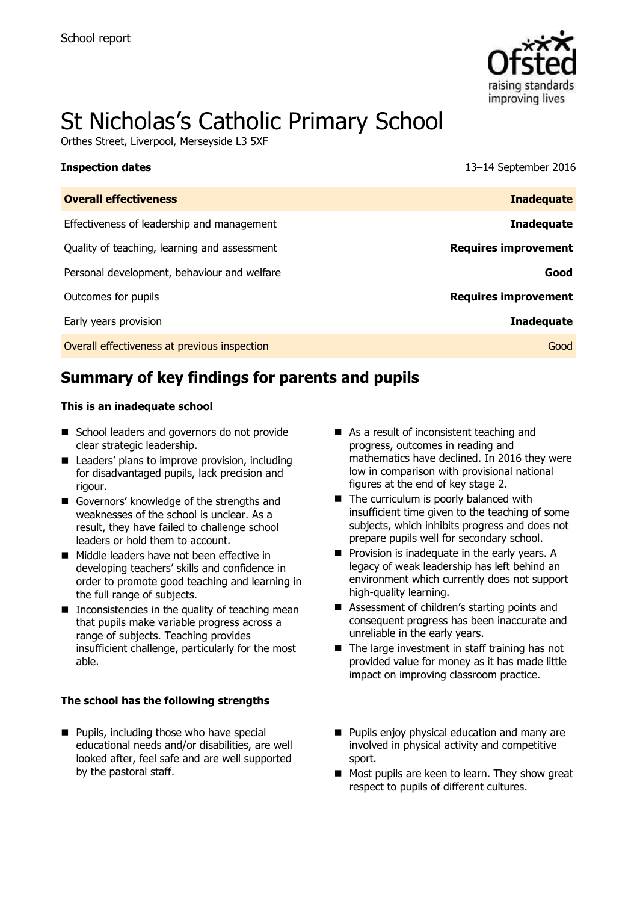School report

# St Nicholas's Catholic Primary School

Orthes Street, Liverpool, Merseyside L3 5XF

| **Inspection dates** | 13–14 September 2016 |
| --- | --- |
| **Overall effectiveness** | **Inadequate** |
| Effectiveness of leadership and management | **Inadequate** |
| Quality of teaching, learning and assessment | **Requires improvement** |
| Personal development, behaviour and welfare | **Good** |
| Outcomes for pupils | **Requires improvement** |
| Early years provision | **Inadequate** |
| Overall effectiveness at previous inspection | Good |

## Summary of key findings for parents and pupils

### This is an inadequate school

- School leaders and governors do not provide clear strategic leadership.
- Leaders' plans to improve provision, including for disadvantaged pupils, lack precision and rigour.
- Governors' knowledge of the strengths and weaknesses of the school is unclear. As a result, they have failed to challenge school leaders or hold them to account.
- Middle leaders have not been effective in developing teachers' skills and confidence in order to promote good teaching and learning in the full range of subjects.
- Inconsistencies in the quality of teaching mean that pupils make variable progress across a range of subjects. Teaching provides insufficient challenge, particularly for the most able.
- As a result of inconsistent teaching and progress, outcomes in reading and mathematics have declined. In 2016 they were low in comparison with provisional national figures at the end of key stage 2.
- The curriculum is poorly balanced with insufficient time given to the teaching of some subjects, which inhibits progress and does not prepare pupils well for secondary school.
- Provision is inadequate in the early years. A legacy of weak leadership has left behind an environment which currently does not support high-quality learning.
- Assessment of children's starting points and consequent progress has been inaccurate and unreliable in the early years.
- The large investment in staff training has not provided value for money as it has made little impact on improving classroom practice.

### The school has the following strengths

- Pupils, including those who have special educational needs and/or disabilities, are well looked after, feel safe and are well supported by the pastoral staff.
- Pupils enjoy physical education and many are involved in physical activity and competitive sport.
- Most pupils are keen to learn. They show great respect to pupils of different cultures.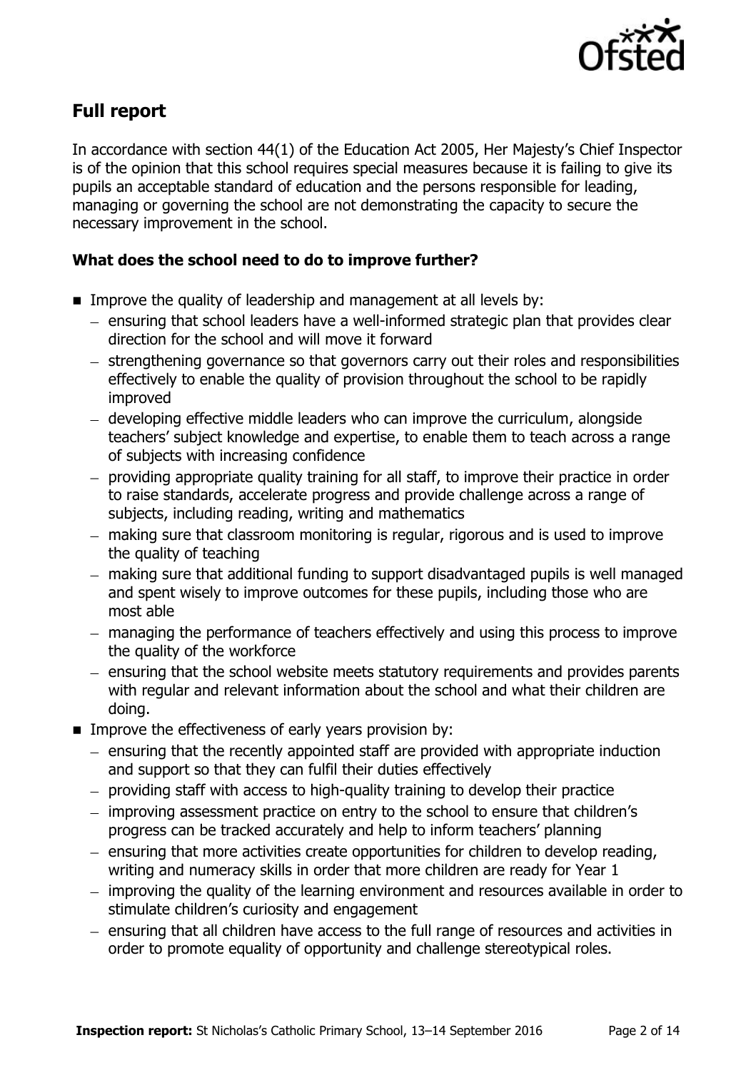## Full report

In accordance with section 44(1) of the Education Act 2005, Her Majesty's Chief Inspector is of the opinion that this school requires special measures because it is failing to give its pupils an acceptable standard of education and the persons responsible for leading, managing or governing the school are not demonstrating the capacity to secure the necessary improvement in the school.

### What does the school need to do to improve further?

- Improve the quality of leadership and management at all levels by:
  - ensuring that school leaders have a well-informed strategic plan that provides clear direction for the school and will move it forward
  - strengthening governance so that governors carry out their roles and responsibilities effectively to enable the quality of provision throughout the school to be rapidly improved
  - developing effective middle leaders who can improve the curriculum, alongside teachers' subject knowledge and expertise, to enable them to teach across a range of subjects with increasing confidence
  - providing appropriate quality training for all staff, to improve their practice in order to raise standards, accelerate progress and provide challenge across a range of subjects, including reading, writing and mathematics
  - making sure that classroom monitoring is regular, rigorous and is used to improve the quality of teaching
  - making sure that additional funding to support disadvantaged pupils is well managed and spent wisely to improve outcomes for these pupils, including those who are most able
  - managing the performance of teachers effectively and using this process to improve the quality of the workforce
  - ensuring that the school website meets statutory requirements and provides parents with regular and relevant information about the school and what their children are doing.
- Improve the effectiveness of early years provision by:
  - ensuring that the recently appointed staff are provided with appropriate induction and support so that they can fulfil their duties effectively
  - providing staff with access to high-quality training to develop their practice
  - improving assessment practice on entry to the school to ensure that children's progress can be tracked accurately and help to inform teachers' planning
  - ensuring that more activities create opportunities for children to develop reading, writing and numeracy skills in order that more children are ready for Year 1
  - improving the quality of the learning environment and resources available in order to stimulate children's curiosity and engagement
  - ensuring that all children have access to the full range of resources and activities in order to promote equality of opportunity and challenge stereotypical roles.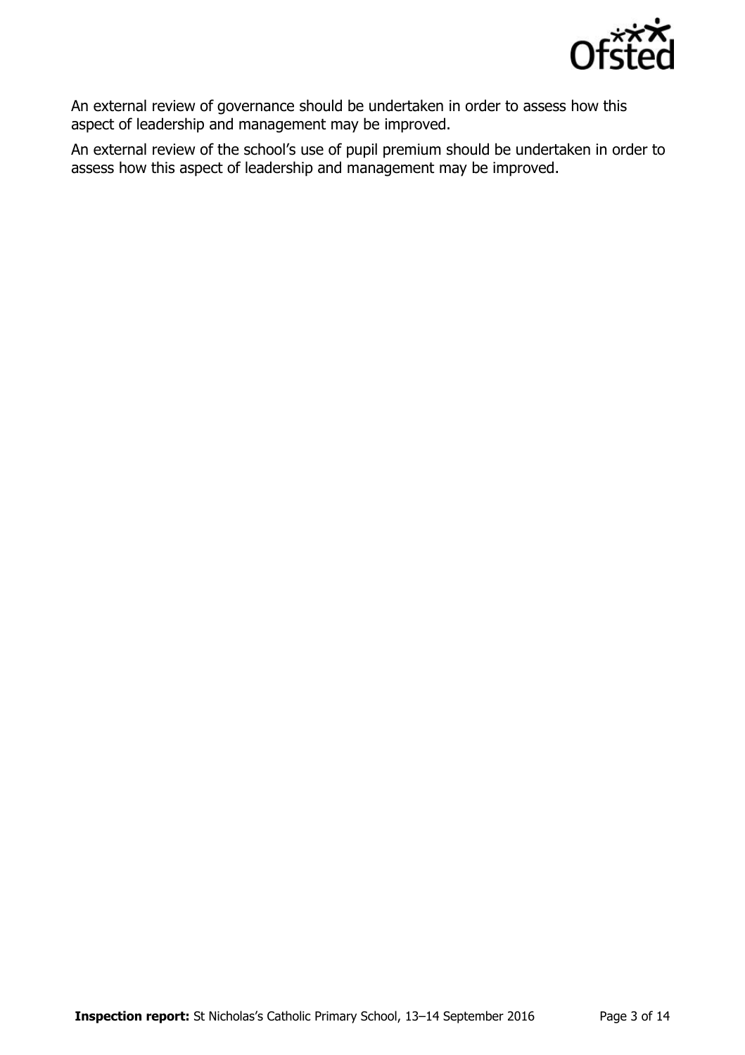An external review of governance should be undertaken in order to assess how this aspect of leadership and management may be improved.

An external review of the school's use of pupil premium should be undertaken in order to assess how this aspect of leadership and management may be improved.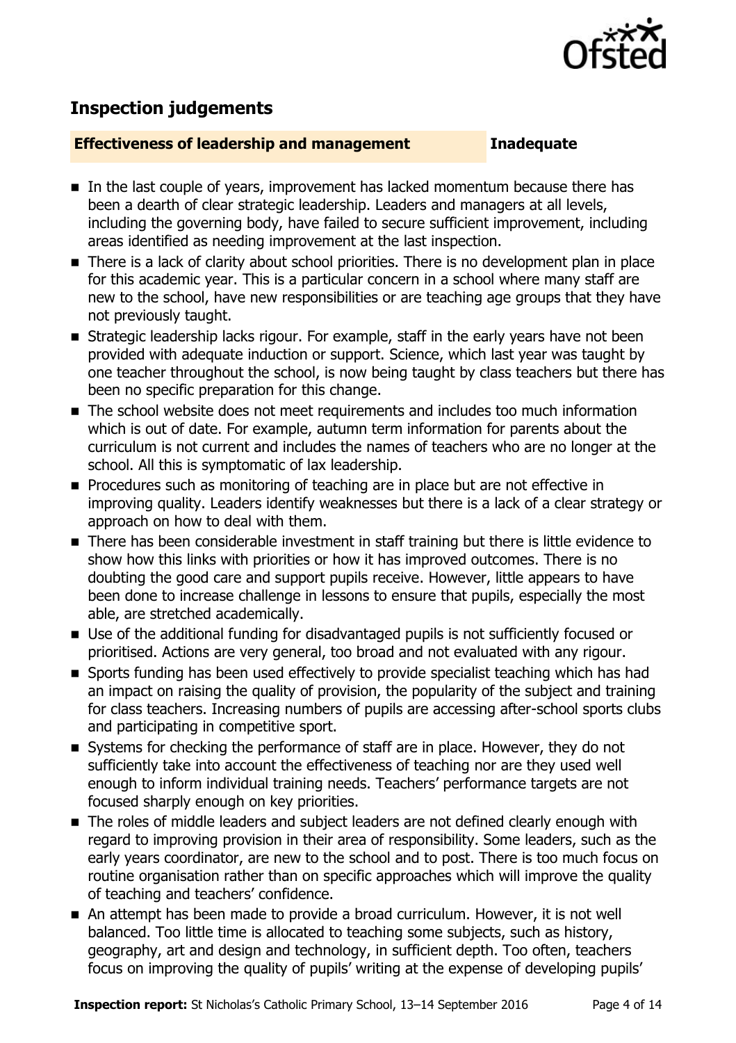## Inspection judgements

| Effectiveness of leadership and management | Inadequate |
| --- | --- |

- In the last couple of years, improvement has lacked momentum because there has been a dearth of clear strategic leadership. Leaders and managers at all levels, including the governing body, have failed to secure sufficient improvement, including areas identified as needing improvement at the last inspection.
- There is a lack of clarity about school priorities. There is no development plan in place for this academic year. This is a particular concern in a school where many staff are new to the school, have new responsibilities or are teaching age groups that they have not previously taught.
- Strategic leadership lacks rigour. For example, staff in the early years have not been provided with adequate induction or support. Science, which last year was taught by one teacher throughout the school, is now being taught by class teachers but there has been no specific preparation for this change.
- The school website does not meet requirements and includes too much information which is out of date. For example, autumn term information for parents about the curriculum is not current and includes the names of teachers who are no longer at the school. All this is symptomatic of lax leadership.
- Procedures such as monitoring of teaching are in place but are not effective in improving quality. Leaders identify weaknesses but there is a lack of a clear strategy or approach on how to deal with them.
- There has been considerable investment in staff training but there is little evidence to show how this links with priorities or how it has improved outcomes. There is no doubting the good care and support pupils receive. However, little appears to have been done to increase challenge in lessons to ensure that pupils, especially the most able, are stretched academically.
- Use of the additional funding for disadvantaged pupils is not sufficiently focused or prioritised. Actions are very general, too broad and not evaluated with any rigour.
- Sports funding has been used effectively to provide specialist teaching which has had an impact on raising the quality of provision, the popularity of the subject and training for class teachers. Increasing numbers of pupils are accessing after-school sports clubs and participating in competitive sport.
- Systems for checking the performance of staff are in place. However, they do not sufficiently take into account the effectiveness of teaching nor are they used well enough to inform individual training needs. Teachers' performance targets are not focused sharply enough on key priorities.
- The roles of middle leaders and subject leaders are not defined clearly enough with regard to improving provision in their area of responsibility. Some leaders, such as the early years coordinator, are new to the school and to post. There is too much focus on routine organisation rather than on specific approaches which will improve the quality of teaching and teachers' confidence.
- An attempt has been made to provide a broad curriculum. However, it is not well balanced. Too little time is allocated to teaching some subjects, such as history, geography, art and design and technology, in sufficient depth. Too often, teachers focus on improving the quality of pupils' writing at the expense of developing pupils'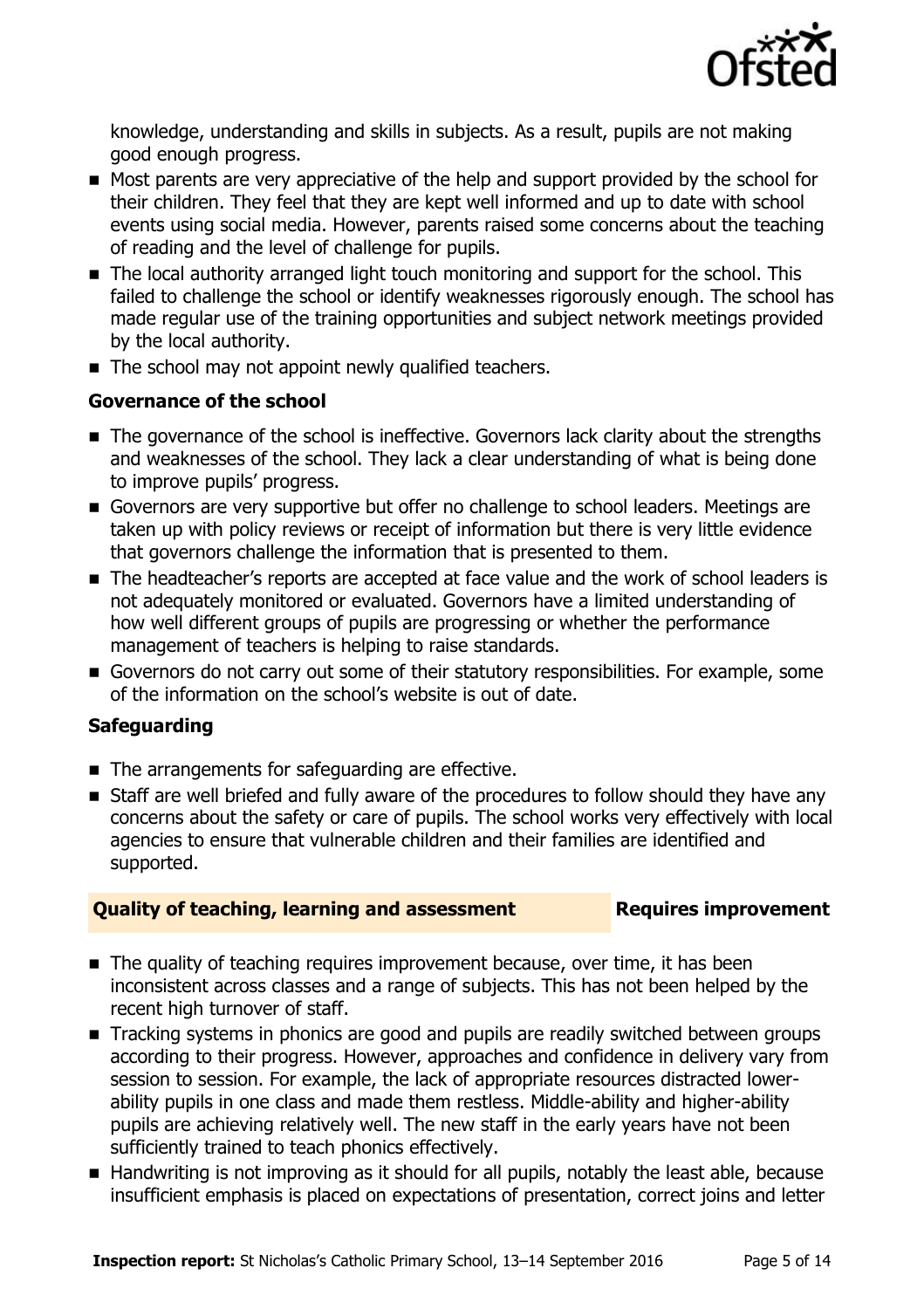knowledge, understanding and skills in subjects. As a result, pupils are not making good enough progress.

- Most parents are very appreciative of the help and support provided by the school for their children. They feel that they are kept well informed and up to date with school events using social media. However, parents raised some concerns about the teaching of reading and the level of challenge for pupils.
- The local authority arranged light touch monitoring and support for the school. This failed to challenge the school or identify weaknesses rigorously enough. The school has made regular use of the training opportunities and subject network meetings provided by the local authority.
- The school may not appoint newly qualified teachers.

### Governance of the school

- The governance of the school is ineffective. Governors lack clarity about the strengths and weaknesses of the school. They lack a clear understanding of what is being done to improve pupils' progress.
- Governors are very supportive but offer no challenge to school leaders. Meetings are taken up with policy reviews or receipt of information but there is very little evidence that governors challenge the information that is presented to them.
- The headteacher's reports are accepted at face value and the work of school leaders is not adequately monitored or evaluated. Governors have a limited understanding of how well different groups of pupils are progressing or whether the performance management of teachers is helping to raise standards.
- Governors do not carry out some of their statutory responsibilities. For example, some of the information on the school's website is out of date.

### Safeguarding

- The arrangements for safeguarding are effective.
- Staff are well briefed and fully aware of the procedures to follow should they have any concerns about the safety or care of pupils. The school works very effectively with local agencies to ensure that vulnerable children and their families are identified and supported.

## Quality of teaching, learning and assessment — Requires improvement

- The quality of teaching requires improvement because, over time, it has been inconsistent across classes and a range of subjects. This has not been helped by the recent high turnover of staff.
- Tracking systems in phonics are good and pupils are readily switched between groups according to their progress. However, approaches and confidence in delivery vary from session to session. For example, the lack of appropriate resources distracted lower-ability pupils in one class and made them restless. Middle-ability and higher-ability pupils are achieving relatively well. The new staff in the early years have not been sufficiently trained to teach phonics effectively.
- Handwriting is not improving as it should for all pupils, notably the least able, because insufficient emphasis is placed on expectations of presentation, correct joins and letter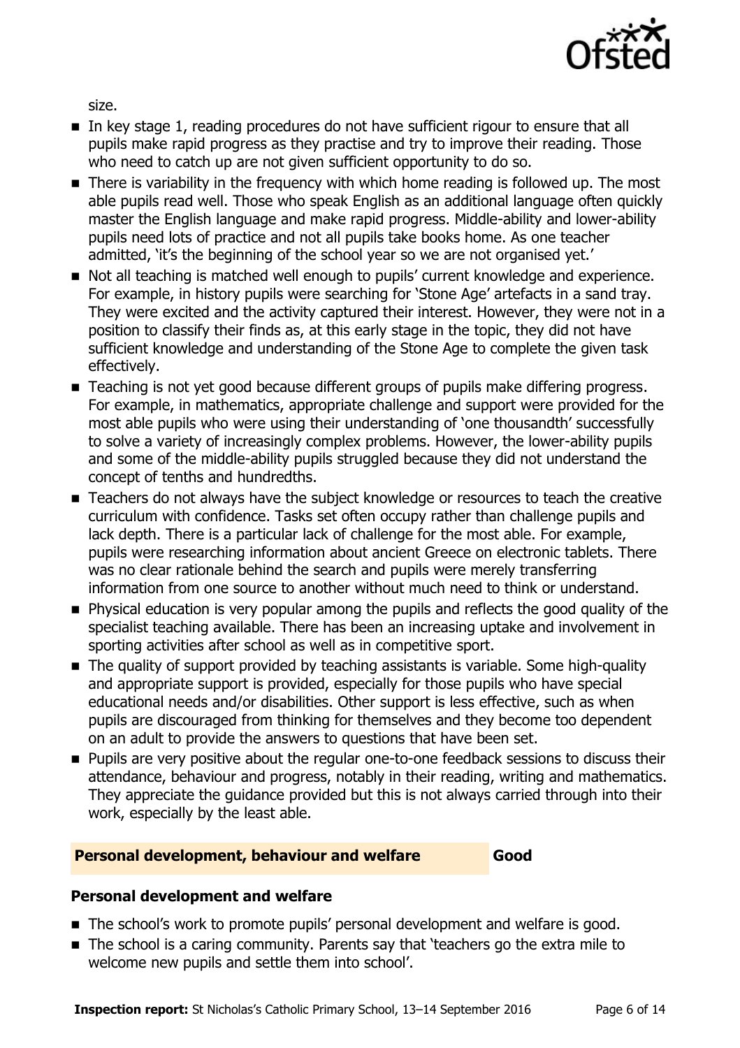size.

- In key stage 1, reading procedures do not have sufficient rigour to ensure that all pupils make rapid progress as they practise and try to improve their reading. Those who need to catch up are not given sufficient opportunity to do so.
- There is variability in the frequency with which home reading is followed up. The most able pupils read well. Those who speak English as an additional language often quickly master the English language and make rapid progress. Middle-ability and lower-ability pupils need lots of practice and not all pupils take books home. As one teacher admitted, 'it's the beginning of the school year so we are not organised yet.'
- Not all teaching is matched well enough to pupils' current knowledge and experience. For example, in history pupils were searching for 'Stone Age' artefacts in a sand tray. They were excited and the activity captured their interest. However, they were not in a position to classify their finds as, at this early stage in the topic, they did not have sufficient knowledge and understanding of the Stone Age to complete the given task effectively.
- Teaching is not yet good because different groups of pupils make differing progress. For example, in mathematics, appropriate challenge and support were provided for the most able pupils who were using their understanding of 'one thousandth' successfully to solve a variety of increasingly complex problems. However, the lower-ability pupils and some of the middle-ability pupils struggled because they did not understand the concept of tenths and hundredths.
- Teachers do not always have the subject knowledge or resources to teach the creative curriculum with confidence. Tasks set often occupy rather than challenge pupils and lack depth. There is a particular lack of challenge for the most able. For example, pupils were researching information about ancient Greece on electronic tablets. There was no clear rationale behind the search and pupils were merely transferring information from one source to another without much need to think or understand.
- Physical education is very popular among the pupils and reflects the good quality of the specialist teaching available. There has been an increasing uptake and involvement in sporting activities after school as well as in competitive sport.
- The quality of support provided by teaching assistants is variable. Some high-quality and appropriate support is provided, especially for those pupils who have special educational needs and/or disabilities. Other support is less effective, such as when pupils are discouraged from thinking for themselves and they become too dependent on an adult to provide the answers to questions that have been set.
- Pupils are very positive about the regular one-to-one feedback sessions to discuss their attendance, behaviour and progress, notably in their reading, writing and mathematics. They appreciate the guidance provided but this is not always carried through into their work, especially by the least able.

## Personal development, behaviour and welfare — Good

### Personal development and welfare

- The school's work to promote pupils' personal development and welfare is good.
- The school is a caring community. Parents say that 'teachers go the extra mile to welcome new pupils and settle them into school'.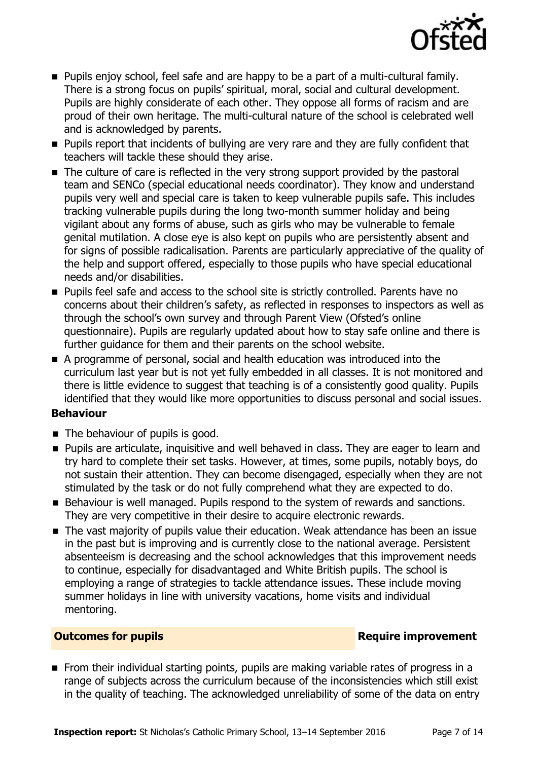- Pupils enjoy school, feel safe and are happy to be a part of a multi-cultural family. There is a strong focus on pupils' spiritual, moral, social and cultural development. Pupils are highly considerate of each other. They oppose all forms of racism and are proud of their own heritage. The multi-cultural nature of the school is celebrated well and is acknowledged by parents.
- Pupils report that incidents of bullying are very rare and they are fully confident that teachers will tackle these should they arise.
- The culture of care is reflected in the very strong support provided by the pastoral team and SENCo (special educational needs coordinator). They know and understand pupils very well and special care is taken to keep vulnerable pupils safe. This includes tracking vulnerable pupils during the long two-month summer holiday and being vigilant about any forms of abuse, such as girls who may be vulnerable to female genital mutilation. A close eye is also kept on pupils who are persistently absent and for signs of possible radicalisation. Parents are particularly appreciative of the quality of the help and support offered, especially to those pupils who have special educational needs and/or disabilities.
- Pupils feel safe and access to the school site is strictly controlled. Parents have no concerns about their children's safety, as reflected in responses to inspectors as well as through the school's own survey and through Parent View (Ofsted's online questionnaire). Pupils are regularly updated about how to stay safe online and there is further guidance for them and their parents on the school website.
- A programme of personal, social and health education was introduced into the curriculum last year but is not yet fully embedded in all classes. It is not monitored and there is little evidence to suggest that teaching is of a consistently good quality. Pupils identified that they would like more opportunities to discuss personal and social issues.

**Behaviour**

- The behaviour of pupils is good.
- Pupils are articulate, inquisitive and well behaved in class. They are eager to learn and try hard to complete their set tasks. However, at times, some pupils, notably boys, do not sustain their attention. They can become disengaged, especially when they are not stimulated by the task or do not fully comprehend what they are expected to do.
- Behaviour is well managed. Pupils respond to the system of rewards and sanctions. They are very competitive in their desire to acquire electronic rewards.
- The vast majority of pupils value their education. Weak attendance has been an issue in the past but is improving and is currently close to the national average. Persistent absenteeism is decreasing and the school acknowledges that this improvement needs to continue, especially for disadvantaged and White British pupils. The school is employing a range of strategies to tackle attendance issues. These include moving summer holidays in line with university vacations, home visits and individual mentoring.

**Outcomes for pupils** **Require improvement**

- From their individual starting points, pupils are making variable rates of progress in a range of subjects across the curriculum because of the inconsistencies which still exist in the quality of teaching. The acknowledged unreliability of some of the data on entry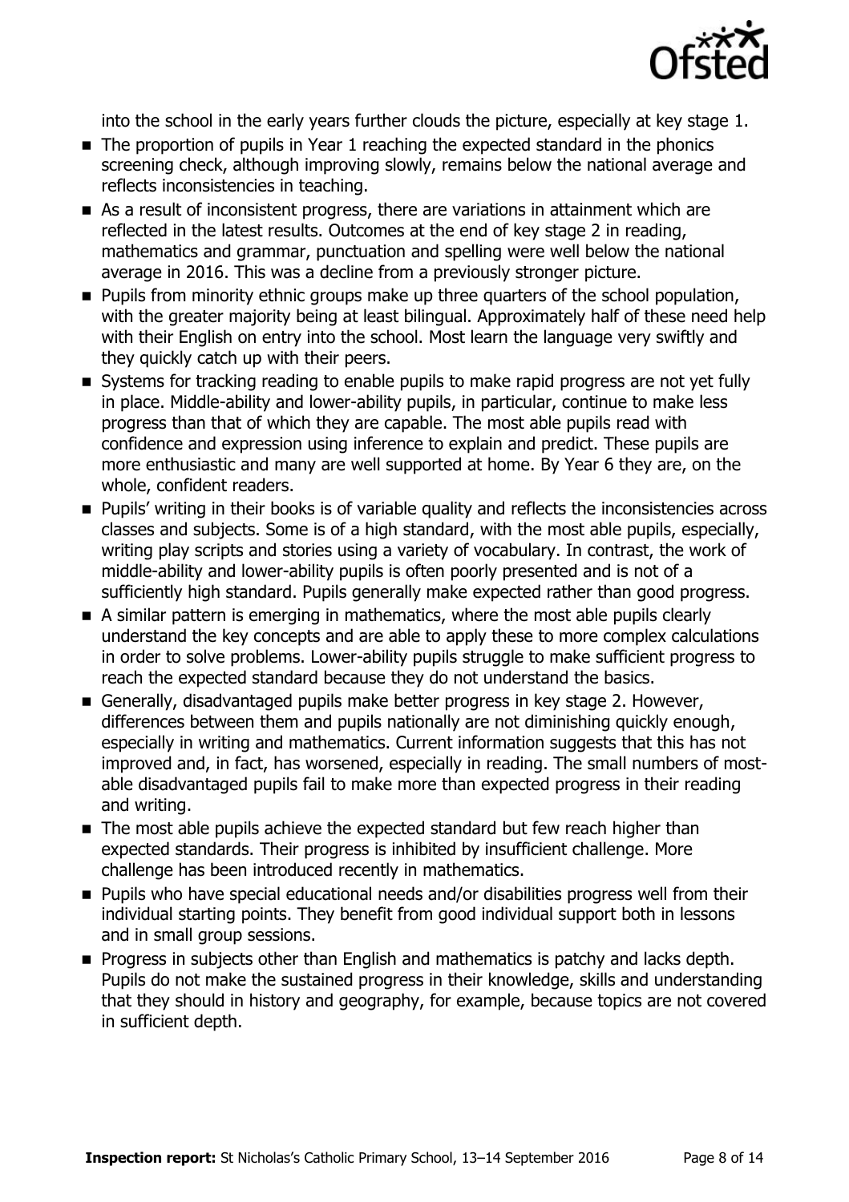into the school in the early years further clouds the picture, especially at key stage 1.

- The proportion of pupils in Year 1 reaching the expected standard in the phonics screening check, although improving slowly, remains below the national average and reflects inconsistencies in teaching.
- As a result of inconsistent progress, there are variations in attainment which are reflected in the latest results. Outcomes at the end of key stage 2 in reading, mathematics and grammar, punctuation and spelling were well below the national average in 2016. This was a decline from a previously stronger picture.
- Pupils from minority ethnic groups make up three quarters of the school population, with the greater majority being at least bilingual. Approximately half of these need help with their English on entry into the school. Most learn the language very swiftly and they quickly catch up with their peers.
- Systems for tracking reading to enable pupils to make rapid progress are not yet fully in place. Middle-ability and lower-ability pupils, in particular, continue to make less progress than that of which they are capable. The most able pupils read with confidence and expression using inference to explain and predict. These pupils are more enthusiastic and many are well supported at home. By Year 6 they are, on the whole, confident readers.
- Pupils' writing in their books is of variable quality and reflects the inconsistencies across classes and subjects. Some is of a high standard, with the most able pupils, especially, writing play scripts and stories using a variety of vocabulary. In contrast, the work of middle-ability and lower-ability pupils is often poorly presented and is not of a sufficiently high standard. Pupils generally make expected rather than good progress.
- A similar pattern is emerging in mathematics, where the most able pupils clearly understand the key concepts and are able to apply these to more complex calculations in order to solve problems. Lower-ability pupils struggle to make sufficient progress to reach the expected standard because they do not understand the basics.
- Generally, disadvantaged pupils make better progress in key stage 2. However, differences between them and pupils nationally are not diminishing quickly enough, especially in writing and mathematics. Current information suggests that this has not improved and, in fact, has worsened, especially in reading. The small numbers of most-able disadvantaged pupils fail to make more than expected progress in their reading and writing.
- The most able pupils achieve the expected standard but few reach higher than expected standards. Their progress is inhibited by insufficient challenge. More challenge has been introduced recently in mathematics.
- Pupils who have special educational needs and/or disabilities progress well from their individual starting points. They benefit from good individual support both in lessons and in small group sessions.
- Progress in subjects other than English and mathematics is patchy and lacks depth. Pupils do not make the sustained progress in their knowledge, skills and understanding that they should in history and geography, for example, because topics are not covered in sufficient depth.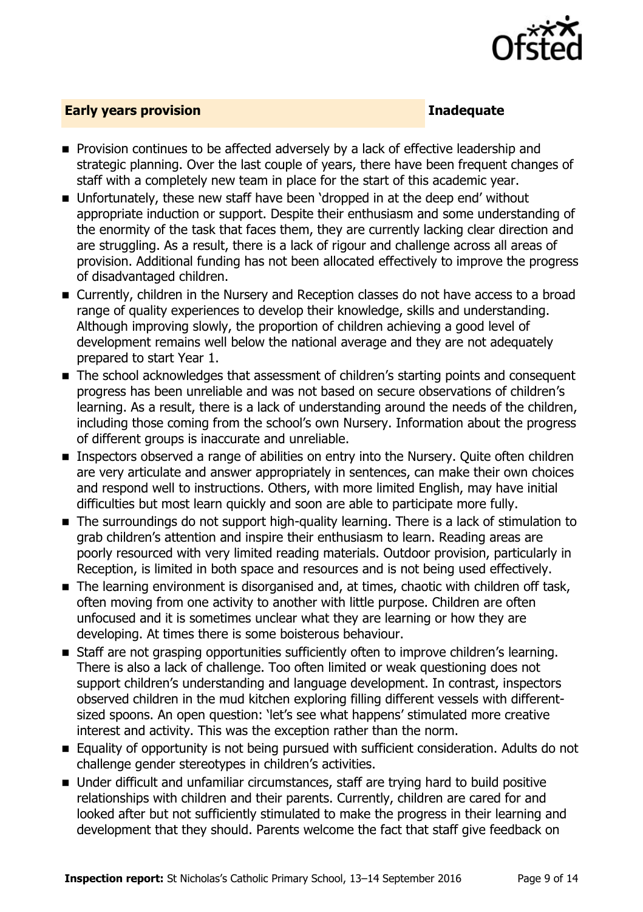## Early years provision — Inadequate

- Provision continues to be affected adversely by a lack of effective leadership and strategic planning. Over the last couple of years, there have been frequent changes of staff with a completely new team in place for the start of this academic year.
- Unfortunately, these new staff have been 'dropped in at the deep end' without appropriate induction or support. Despite their enthusiasm and some understanding of the enormity of the task that faces them, they are currently lacking clear direction and are struggling. As a result, there is a lack of rigour and challenge across all areas of provision. Additional funding has not been allocated effectively to improve the progress of disadvantaged children.
- Currently, children in the Nursery and Reception classes do not have access to a broad range of quality experiences to develop their knowledge, skills and understanding. Although improving slowly, the proportion of children achieving a good level of development remains well below the national average and they are not adequately prepared to start Year 1.
- The school acknowledges that assessment of children's starting points and consequent progress has been unreliable and was not based on secure observations of children's learning. As a result, there is a lack of understanding around the needs of the children, including those coming from the school's own Nursery. Information about the progress of different groups is inaccurate and unreliable.
- Inspectors observed a range of abilities on entry into the Nursery. Quite often children are very articulate and answer appropriately in sentences, can make their own choices and respond well to instructions. Others, with more limited English, may have initial difficulties but most learn quickly and soon are able to participate more fully.
- The surroundings do not support high-quality learning. There is a lack of stimulation to grab children's attention and inspire their enthusiasm to learn. Reading areas are poorly resourced with very limited reading materials. Outdoor provision, particularly in Reception, is limited in both space and resources and is not being used effectively.
- The learning environment is disorganised and, at times, chaotic with children off task, often moving from one activity to another with little purpose. Children are often unfocused and it is sometimes unclear what they are learning or how they are developing. At times there is some boisterous behaviour.
- Staff are not grasping opportunities sufficiently often to improve children's learning. There is also a lack of challenge. Too often limited or weak questioning does not support children's understanding and language development. In contrast, inspectors observed children in the mud kitchen exploring filling different vessels with different-sized spoons. An open question: 'let's see what happens' stimulated more creative interest and activity. This was the exception rather than the norm.
- Equality of opportunity is not being pursued with sufficient consideration. Adults do not challenge gender stereotypes in children's activities.
- Under difficult and unfamiliar circumstances, staff are trying hard to build positive relationships with children and their parents. Currently, children are cared for and looked after but not sufficiently stimulated to make the progress in their learning and development that they should. Parents welcome the fact that staff give feedback on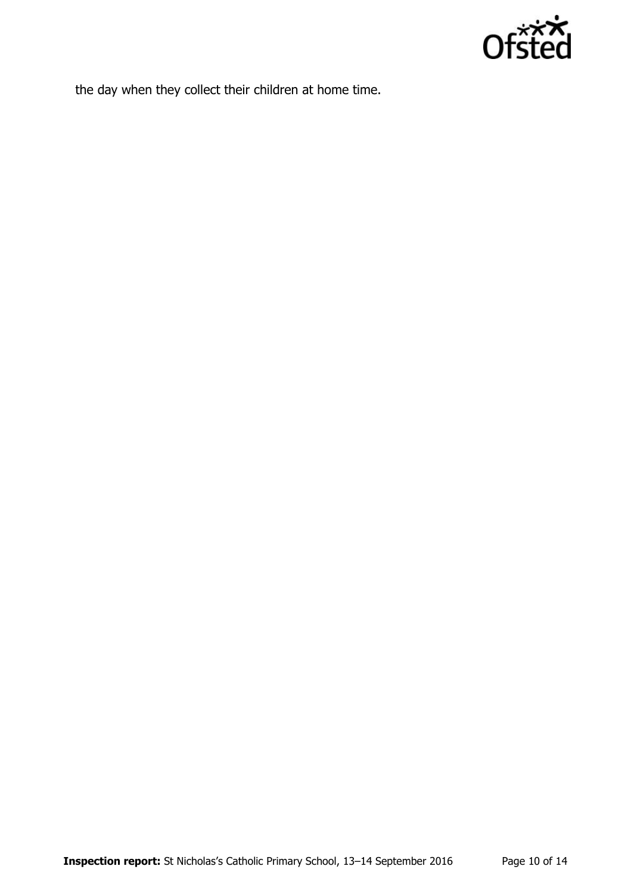the day when they collect their children at home time.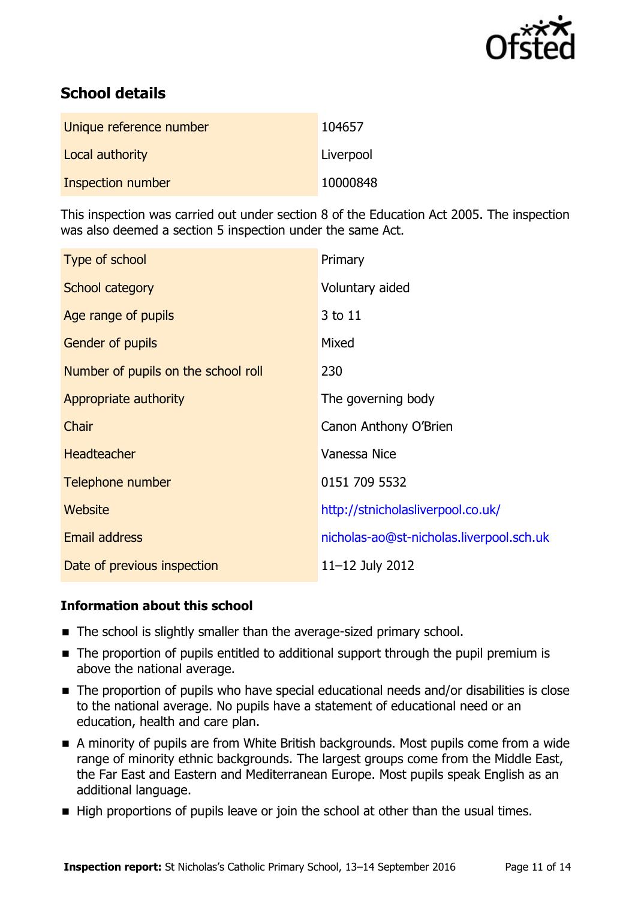## School details

| | |
|---|---|
| Unique reference number | 104657 |
| Local authority | Liverpool |
| Inspection number | 10000848 |

This inspection was carried out under section 8 of the Education Act 2005. The inspection was also deemed a section 5 inspection under the same Act.

| | |
|---|---|
| Type of school | Primary |
| School category | Voluntary aided |
| Age range of pupils | 3 to 11 |
| Gender of pupils | Mixed |
| Number of pupils on the school roll | 230 |
| Appropriate authority | The governing body |
| Chair | Canon Anthony O'Brien |
| Headteacher | Vanessa Nice |
| Telephone number | 0151 709 5532 |
| Website | http://stnicholasliverpool.co.uk/ |
| Email address | nicholas-ao@st-nicholas.liverpool.sch.uk |
| Date of previous inspection | 11–12 July 2012 |

### Information about this school

- The school is slightly smaller than the average-sized primary school.
- The proportion of pupils entitled to additional support through the pupil premium is above the national average.
- The proportion of pupils who have special educational needs and/or disabilities is close to the national average. No pupils have a statement of educational need or an education, health and care plan.
- A minority of pupils are from White British backgrounds. Most pupils come from a wide range of minority ethnic backgrounds. The largest groups come from the Middle East, the Far East and Eastern and Mediterranean Europe. Most pupils speak English as an additional language.
- High proportions of pupils leave or join the school at other than the usual times.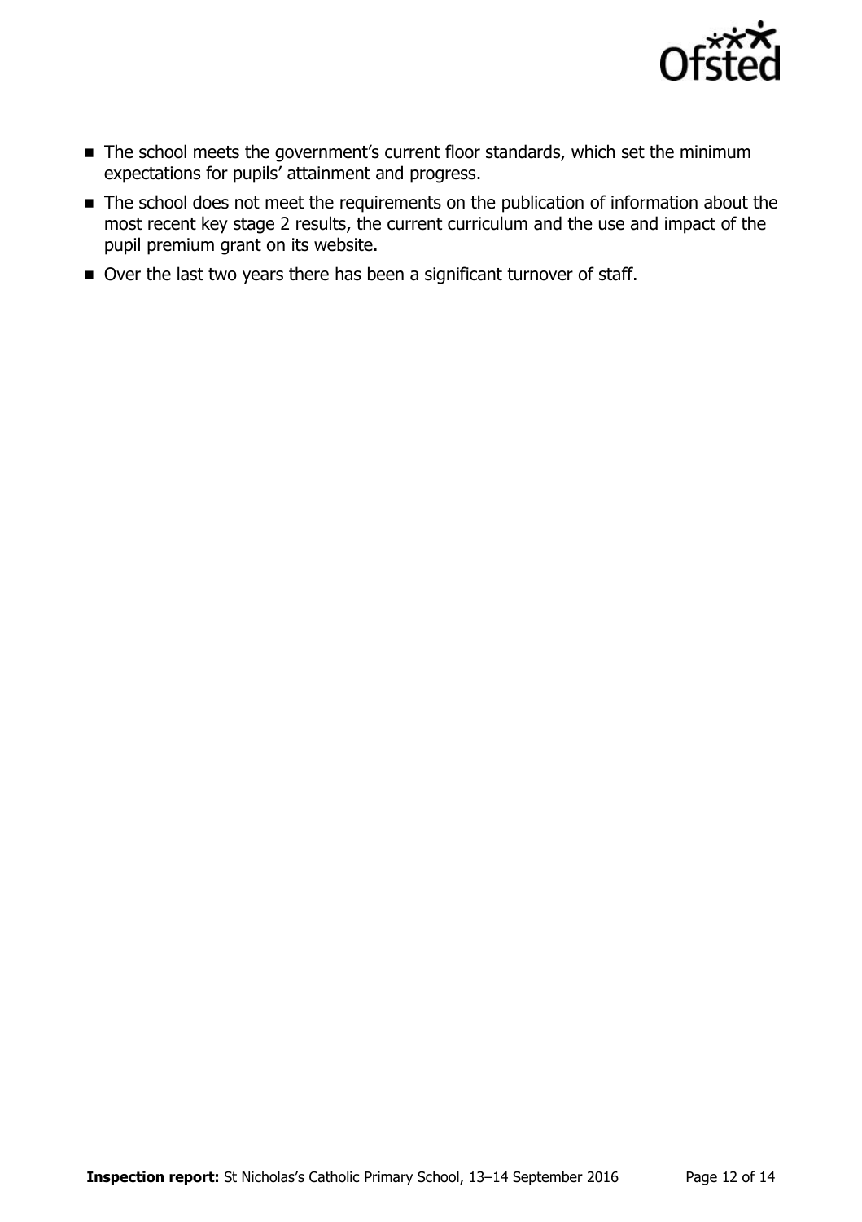- The school meets the government's current floor standards, which set the minimum expectations for pupils' attainment and progress.
- The school does not meet the requirements on the publication of information about the most recent key stage 2 results, the current curriculum and the use and impact of the pupil premium grant on its website.
- Over the last two years there has been a significant turnover of staff.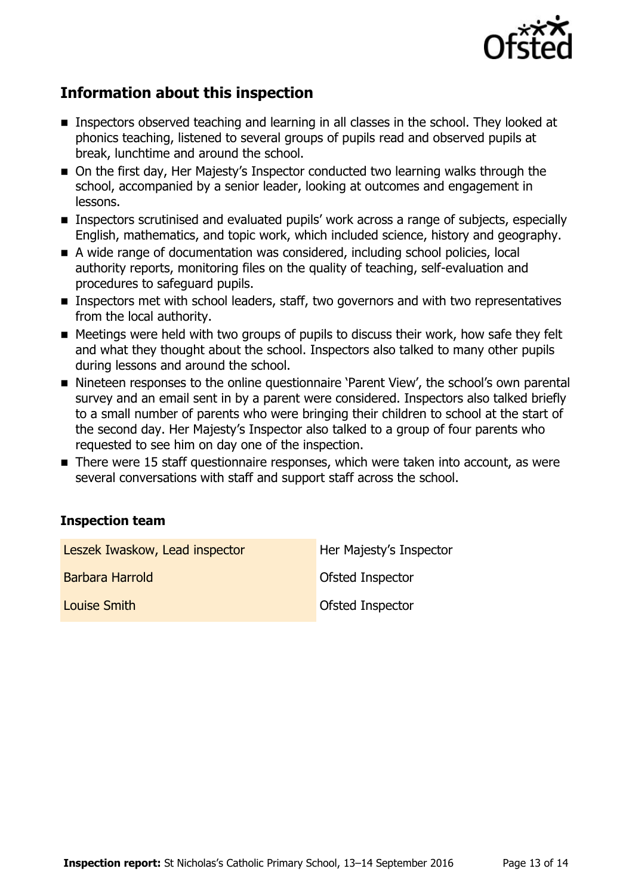## Information about this inspection

- Inspectors observed teaching and learning in all classes in the school. They looked at phonics teaching, listened to several groups of pupils read and observed pupils at break, lunchtime and around the school.
- On the first day, Her Majesty's Inspector conducted two learning walks through the school, accompanied by a senior leader, looking at outcomes and engagement in lessons.
- Inspectors scrutinised and evaluated pupils' work across a range of subjects, especially English, mathematics, and topic work, which included science, history and geography.
- A wide range of documentation was considered, including school policies, local authority reports, monitoring files on the quality of teaching, self-evaluation and procedures to safeguard pupils.
- Inspectors met with school leaders, staff, two governors and with two representatives from the local authority.
- Meetings were held with two groups of pupils to discuss their work, how safe they felt and what they thought about the school. Inspectors also talked to many other pupils during lessons and around the school.
- Nineteen responses to the online questionnaire 'Parent View', the school's own parental survey and an email sent in by a parent were considered. Inspectors also talked briefly to a small number of parents who were bringing their children to school at the start of the second day. Her Majesty's Inspector also talked to a group of four parents who requested to see him on day one of the inspection.
- There were 15 staff questionnaire responses, which were taken into account, as were several conversations with staff and support staff across the school.

### Inspection team

| | |
|---|---|
| Leszek Iwaskow, Lead inspector | Her Majesty's Inspector |
| Barbara Harrold | Ofsted Inspector |
| Louise Smith | Ofsted Inspector |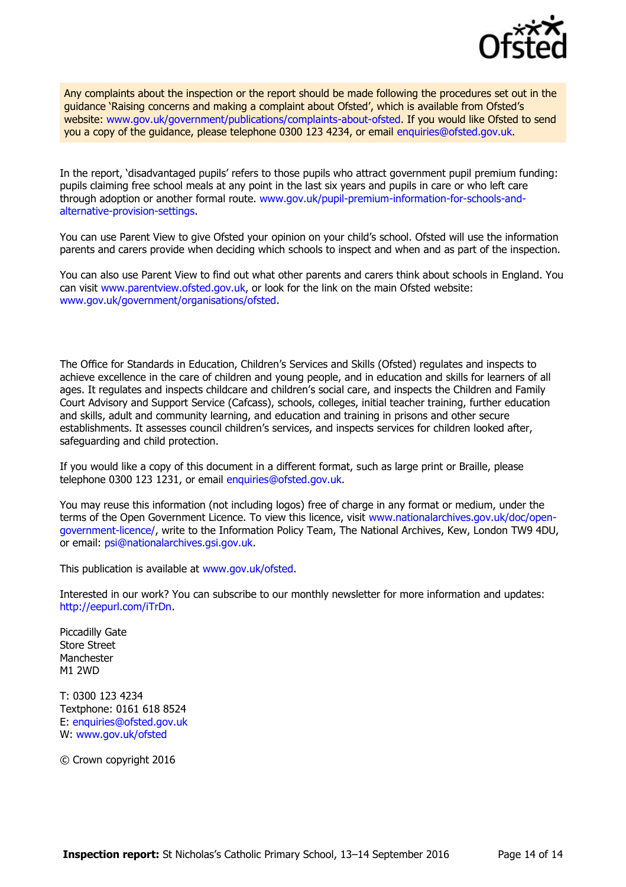Any complaints about the inspection or the report should be made following the procedures set out in the guidance 'Raising concerns and making a complaint about Ofsted', which is available from Ofsted's website: www.gov.uk/government/publications/complaints-about-ofsted. If you would like Ofsted to send you a copy of the guidance, please telephone 0300 123 4234, or email enquiries@ofsted.gov.uk.

In the report, 'disadvantaged pupils' refers to those pupils who attract government pupil premium funding: pupils claiming free school meals at any point in the last six years and pupils in care or who left care through adoption or another formal route. www.gov.uk/pupil-premium-information-for-schools-and-alternative-provision-settings.

You can use Parent View to give Ofsted your opinion on your child's school. Ofsted will use the information parents and carers provide when deciding which schools to inspect and when and as part of the inspection.

You can also use Parent View to find out what other parents and carers think about schools in England. You can visit www.parentview.ofsted.gov.uk, or look for the link on the main Ofsted website: www.gov.uk/government/organisations/ofsted.

The Office for Standards in Education, Children's Services and Skills (Ofsted) regulates and inspects to achieve excellence in the care of children and young people, and in education and skills for learners of all ages. It regulates and inspects childcare and children's social care, and inspects the Children and Family Court Advisory and Support Service (Cafcass), schools, colleges, initial teacher training, further education and skills, adult and community learning, and education and training in prisons and other secure establishments. It assesses council children's services, and inspects services for children looked after, safeguarding and child protection.

If you would like a copy of this document in a different format, such as large print or Braille, please telephone 0300 123 1231, or email enquiries@ofsted.gov.uk.

You may reuse this information (not including logos) free of charge in any format or medium, under the terms of the Open Government Licence. To view this licence, visit www.nationalarchives.gov.uk/doc/open-government-licence/, write to the Information Policy Team, The National Archives, Kew, London TW9 4DU, or email: psi@nationalarchives.gsi.gov.uk.

This publication is available at www.gov.uk/ofsted.

Interested in our work? You can subscribe to our monthly newsletter for more information and updates: http://eepurl.com/iTrDn.

Piccadilly Gate
Store Street
Manchester
M1 2WD

T: 0300 123 4234
Textphone: 0161 618 8524
E: enquiries@ofsted.gov.uk
W: www.gov.uk/ofsted

© Crown copyright 2016